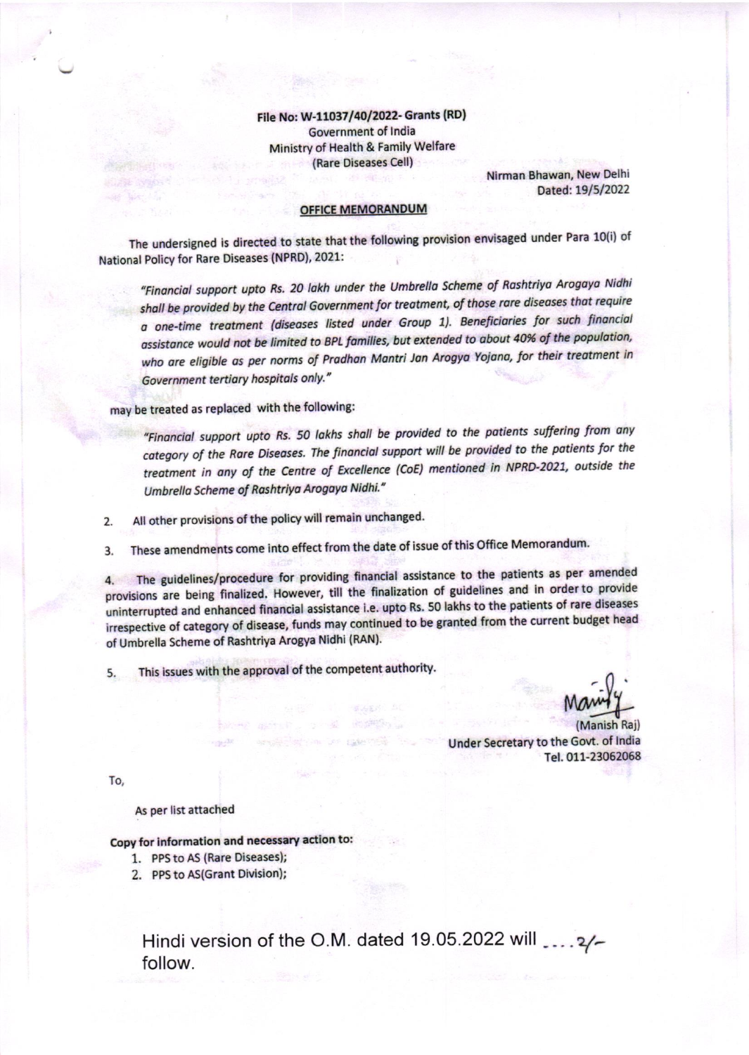**File No: W-11037/40/2022- Grants (RD)**
Government of India
Ministry of Health & Family Welfare
(Rare Diseases Cell)

Nirman Bhawan, New Delhi
Dated: 19/5/2022

**OFFICE MEMORANDUM**

The undersigned is directed to state that the following provision envisaged under Para 10(i) of National Policy for Rare Diseases (NPRD), 2021:

> *"Financial support upto Rs. 20 lakh under the Umbrella Scheme of Rashtriya Arogaya Nidhi shall be provided by the Central Government for treatment, of those rare diseases that require a one-time treatment (diseases listed under Group 1). Beneficiaries for such financial assistance would not be limited to BPL families, but extended to about 40% of the population, who are eligible as per norms of Pradhan Mantri Jan Arogya Yojana, for their treatment in Government tertiary hospitals only."*

may be treated as replaced with the following:

> *"Financial support upto Rs. 50 lakhs shall be provided to the patients suffering from any category of the Rare Diseases. The financial support will be provided to the patients for the treatment in any of the Centre of Excellence (CoE) mentioned in NPRD-2021, outside the Umbrella Scheme of Rashtriya Arogaya Nidhi."*

2. All other provisions of the policy will remain unchanged.

3. These amendments come into effect from the date of issue of this Office Memorandum.

4. The guidelines/procedure for providing financial assistance to the patients as per amended provisions are being finalized. However, till the finalization of guidelines and in order to provide uninterrupted and enhanced financial assistance i.e. upto Rs. 50 lakhs to the patients of rare diseases irrespective of category of disease, funds may continued to be granted from the current budget head of Umbrella Scheme of Rashtriya Arogya Nidhi (RAN).

5. This issues with the approval of the competent authority.

(Manish Raj)
Under Secretary to the Govt. of India
Tel. 011-23062068

To,

As per list attached

**Copy for information and necessary action to:**

1. PPS to AS (Rare Diseases);
2. PPS to AS(Grant Division);

Hindi version of the O.M. dated 19.05.2022 will follow.

....2/-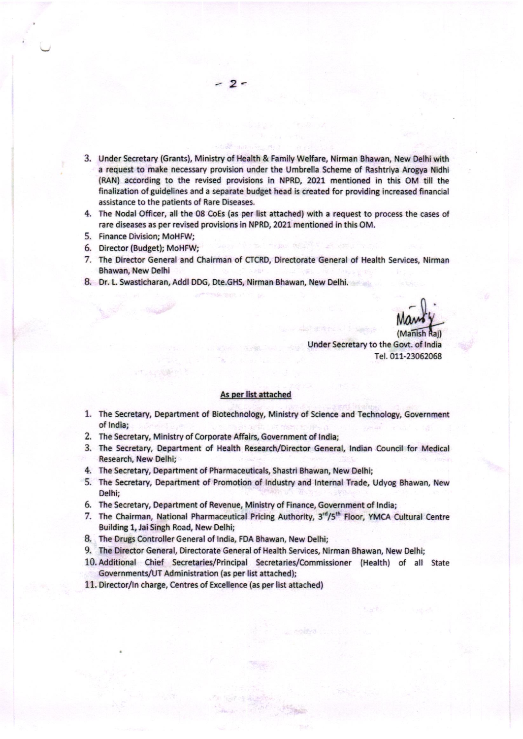3. Under Secretary (Grants), Ministry of Health & Family Welfare, Nirman Bhawan, New Delhi with a request to make necessary provision under the Umbrella Scheme of Rashtriya Arogya Nidhi (RAN) according to the revised provisions in NPRD, 2021 mentioned in this OM till the finalization of guidelines and a separate budget head is created for providing increased financial assistance to the patients of Rare Diseases.
4. The Nodal Officer, all the 08 CoEs (as per list attached) with a request to process the cases of rare diseases as per revised provisions in NPRD, 2021 mentioned in this OM.
5. Finance Division; MoHFW;
6. Director (Budget); MoHFW;
7. The Director General and Chairman of CTCRD, Directorate General of Health Services, Nirman Bhawan, New Delhi
8. Dr. L. Swasticharan, Addl DDG, Dte.GHS, Nirman Bhawan, New Delhi.

(Manish Raj)
Under Secretary to the Govt. of India
Tel. 011-23062068

**As per list attached**

1. The Secretary, Department of Biotechnology, Ministry of Science and Technology, Government of India;
2. The Secretary, Ministry of Corporate Affairs, Government of India;
3. The Secretary, Department of Health Research/Director General, Indian Council for Medical Research, New Delhi;
4. The Secretary, Department of Pharmaceuticals, Shastri Bhawan, New Delhi;
5. The Secretary, Department of Promotion of Industry and Internal Trade, Udyog Bhawan, New Delhi;
6. The Secretary, Department of Revenue, Ministry of Finance, Government of India;
7. The Chairman, National Pharmaceutical Pricing Authority, 3rd/5th Floor, YMCA Cultural Centre Building 1, Jai Singh Road, New Delhi;
8. The Drugs Controller General of India, FDA Bhawan, New Delhi;
9. The Director General, Directorate General of Health Services, Nirman Bhawan, New Delhi;
10. Additional Chief Secretaries/Principal Secretaries/Commissioner (Health) of all State Governments/UT Administration (as per list attached);
11. Director/In charge, Centres of Excellence (as per list attached)